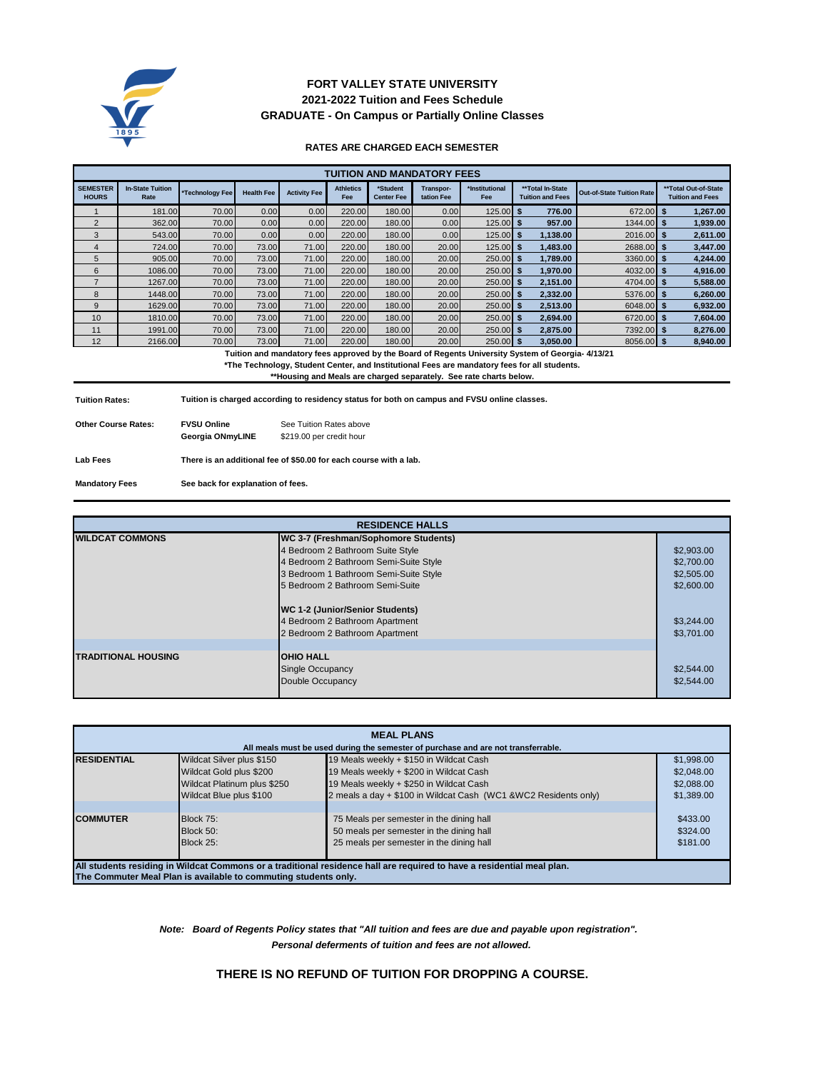# FORT VALLEY STATE UNIVERSITY
## 2021-2022 Tuition and Fees Schedule
## GRADUATE - On Campus or Partially Online Classes

**RATES ARE CHARGED EACH SEMESTER**

| TUITION AND MANDATORY FEES | | | | | | | | | | | |
|---|---|---|---|---|---|---|---|---|---|---|---|
| SEMESTER HOURS | In-State Tuition Rate | *Technology Fee | Health Fee | Activity Fee | Athletics Fee | *Student Center Fee | Transportation Fee | *Institutional Fee | **Total In-State Tuition and Fees | Out-of-State Tuition Rate | **Total Out-of-State Tuition and Fees |
| 1 | 181.00 | 70.00 | 0.00 | 0.00 | 220.00 | 180.00 | 0.00 | 125.00 | $ 776.00 | 672.00 | $ 1,267.00 |
| 2 | 362.00 | 70.00 | 0.00 | 0.00 | 220.00 | 180.00 | 0.00 | 125.00 | $ 957.00 | 1344.00 | $ 1,939.00 |
| 3 | 543.00 | 70.00 | 0.00 | 0.00 | 220.00 | 180.00 | 0.00 | 125.00 | $ 1,138.00 | 2016.00 | $ 2,611.00 |
| 4 | 724.00 | 70.00 | 73.00 | 71.00 | 220.00 | 180.00 | 20.00 | 125.00 | $ 1,483.00 | 2688.00 | $ 3,447.00 |
| 5 | 905.00 | 70.00 | 73.00 | 71.00 | 220.00 | 180.00 | 20.00 | 250.00 | $ 1,789.00 | 3360.00 | $ 4,244.00 |
| 6 | 1086.00 | 70.00 | 73.00 | 71.00 | 220.00 | 180.00 | 20.00 | 250.00 | $ 1,970.00 | 4032.00 | $ 4,916.00 |
| 7 | 1267.00 | 70.00 | 73.00 | 71.00 | 220.00 | 180.00 | 20.00 | 250.00 | $ 2,151.00 | 4704.00 | $ 5,588.00 |
| 8 | 1448.00 | 70.00 | 73.00 | 71.00 | 220.00 | 180.00 | 20.00 | 250.00 | $ 2,332.00 | 5376.00 | $ 6,260.00 |
| 9 | 1629.00 | 70.00 | 73.00 | 71.00 | 220.00 | 180.00 | 20.00 | 250.00 | $ 2,513.00 | 6048.00 | $ 6,932.00 |
| 10 | 1810.00 | 70.00 | 73.00 | 71.00 | 220.00 | 180.00 | 20.00 | 250.00 | $ 2,694.00 | 6720.00 | $ 7,604.00 |
| 11 | 1991.00 | 70.00 | 73.00 | 71.00 | 220.00 | 180.00 | 20.00 | 250.00 | $ 2,875.00 | 7392.00 | $ 8,276.00 |
| 12 | 2166.00 | 70.00 | 73.00 | 71.00 | 220.00 | 180.00 | 20.00 | 250.00 | $ 3,050.00 | 8056.00 | $ 8,940.00 |

**Tuition and mandatory fees approved by the Board of Regents University System of Georgia- 4/13/21**
***The Technology, Student Center, and Institutional Fees are mandatory fees for all students.**
****Housing and Meals are charged separately. See rate charts below.**

**Tuition Rates:** **Tuition is charged according to residency status for both on campus and FVSU online classes.**

**Other Course Rates:**
- **FVSU Online** — See Tuition Rates above
- **Georgia ONmyLINE** — $219.00 per credit hour

**Lab Fees** **There is an additional fee of $50.00 for each course with a lab.**

**Mandatory Fees** **See back for explanation of fees.**

| RESIDENCE HALLS | | |
|---|---|---|
| **WILDCAT COMMONS** | **WC 3-7 (Freshman/Sophomore Students)** | |
| | 4 Bedroom 2 Bathroom Suite Style | $2,903.00 |
| | 4 Bedroom 2 Bathroom Semi-Suite Style | $2,700.00 |
| | 3 Bedroom 1 Bathroom Semi-Suite Style | $2,505.00 |
| | 5 Bedroom 2 Bathroom Semi-Suite | $2,600.00 |
| | **WC 1-2 (Junior/Senior Students)** | |
| | 4 Bedroom 2 Bathroom Apartment | $3,244.00 |
| | 2 Bedroom 2 Bathroom Apartment | $3,701.00 |
| **TRADITIONAL HOUSING** | **OHIO HALL** | |
| | Single Occupancy | $2,544.00 |
| | Double Occupancy | $2,544.00 |

| MEAL PLANS | | | |
|---|---|---|---|
| **All meals must be used during the semester of purchase and are not transferrable.** | | | |
| **RESIDENTIAL** | Wildcat Silver plus $150 | 19 Meals weekly + $150 in Wildcat Cash | $1,998.00 |
| | Wildcat Gold plus $200 | 19 Meals weekly + $200 in Wildcat Cash | $2,048.00 |
| | Wildcat Platinum plus $250 | 19 Meals weekly + $250 in Wildcat Cash | $2,088.00 |
| | Wildcat Blue plus $100 | 2 meals a day + $100 in Wildcat Cash (WC1 &WC2 Residents only) | $1,389.00 |
| **COMMUTER** | Block 75: | 75 Meals per semester in the dining hall | $433.00 |
| | Block 50: | 50 meals per semester in the dining hall | $324.00 |
| | Block 25: | 25 meals per semester in the dining hall | $181.00 |

**All students residing in Wildcat Commons or a traditional residence hall are required to have a residential meal plan.**
**The Commuter Meal Plan is available to commuting students only.**

***Note: Board of Regents Policy states that "All tuition and fees are due and payable upon registration".***
***Personal deferments of tuition and fees are not allowed.***

**THERE IS NO REFUND OF TUITION FOR DROPPING A COURSE.**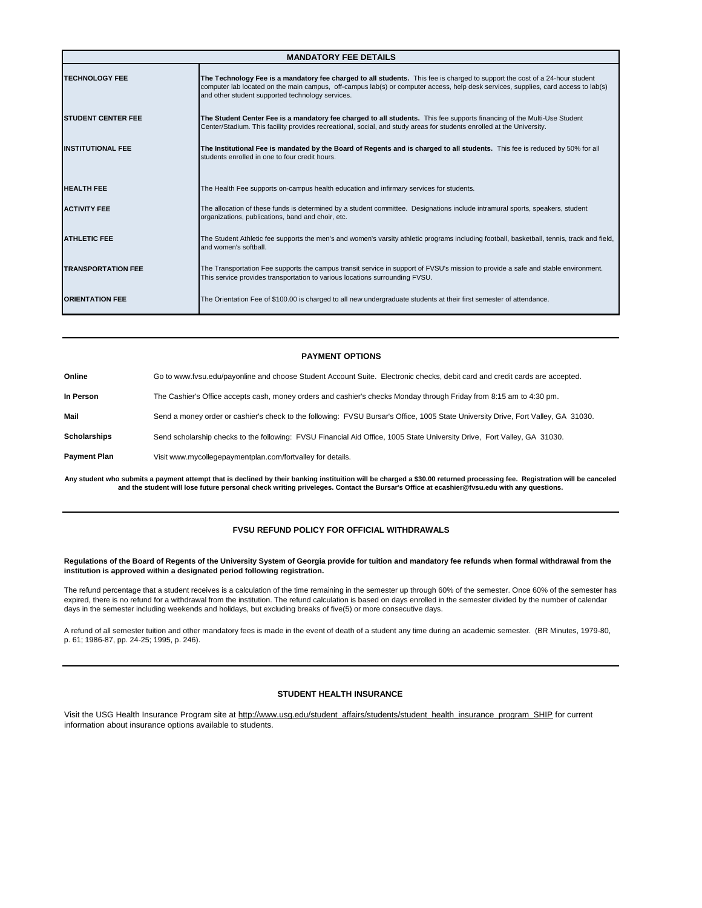| MANDATORY FEE DETAILS | |
|---|---|
| **TECHNOLOGY FEE** | **The Technology Fee is a mandatory fee charged to all students.** This fee is charged to support the cost of a 24-hour student computer lab located on the main campus, off-campus lab(s) or computer access, help desk services, supplies, card access to lab(s) and other student supported technology services. |
| **STUDENT CENTER FEE** | **The Student Center Fee is a mandatory fee charged to all students.** This fee supports financing of the Multi-Use Student Center/Stadium. This facility provides recreational, social, and study areas for students enrolled at the University. |
| **INSTITUTIONAL FEE** | **The Institutional Fee is mandated by the Board of Regents and is charged to all students.** This fee is reduced by 50% for all students enrolled in one to four credit hours. |
| **HEALTH FEE** | The Health Fee supports on-campus health education and infirmary services for students. |
| **ACTIVITY FEE** | The allocation of these funds is determined by a student committee. Designations include intramural sports, speakers, student organizations, publications, band and choir, etc. |
| **ATHLETIC FEE** | The Student Athletic fee supports the men's and women's varsity athletic programs including football, basketball, tennis, track and field, and women's softball. |
| **TRANSPORTATION FEE** | The Transportation Fee supports the campus transit service in support of FVSU's mission to provide a safe and stable environment. This service provides transportation to various locations surrounding FVSU. |
| **ORIENTATION FEE** | The Orientation Fee of $100.00 is charged to all new undergraduate students at their first semester of attendance. |

## PAYMENT OPTIONS

| | |
|---|---|
| **Online** | Go to www.fvsu.edu/payonline and choose Student Account Suite. Electronic checks, debit card and credit cards are accepted. |
| **In Person** | The Cashier's Office accepts cash, money orders and cashier's checks Monday through Friday from 8:15 am to 4:30 pm. |
| **Mail** | Send a money order or cashier's check to the following: FVSU Bursar's Office, 1005 State University Drive, Fort Valley, GA 31030. |
| **Scholarships** | Send scholarship checks to the following: FVSU Financial Aid Office, 1005 State University Drive, Fort Valley, GA 31030. |
| **Payment Plan** | Visit www.mycollegepaymentplan.com/fortvalley for details. |

**Any student who submits a payment attempt that is declined by their banking instituition will be charged a $30.00 returned processing fee. Registration will be canceled and the student will lose future personal check writing priveleges. Contact the Bursar's Office at ecashier@fvsu.edu with any questions.**

## FVSU REFUND POLICY FOR OFFICIAL WITHDRAWALS

**Regulations of the Board of Regents of the University System of Georgia provide for tuition and mandatory fee refunds when formal withdrawal from the institution is approved within a designated period following registration.**

The refund percentage that a student receives is a calculation of the time remaining in the semester up through 60% of the semester. Once 60% of the semester has expired, there is no refund for a withdrawal from the institution. The refund calculation is based on days enrolled in the semester divided by the number of calendar days in the semester including weekends and holidays, but excluding breaks of five(5) or more consecutive days.

A refund of all semester tuition and other mandatory fees is made in the event of death of a student any time during an academic semester. (BR Minutes, 1979-80, p. 61; 1986-87, pp. 24-25; 1995, p. 246).

## STUDENT HEALTH INSURANCE

Visit the USG Health Insurance Program site at http://www.usg.edu/student_affairs/students/student_health_insurance_program_SHIP for current information about insurance options available to students.